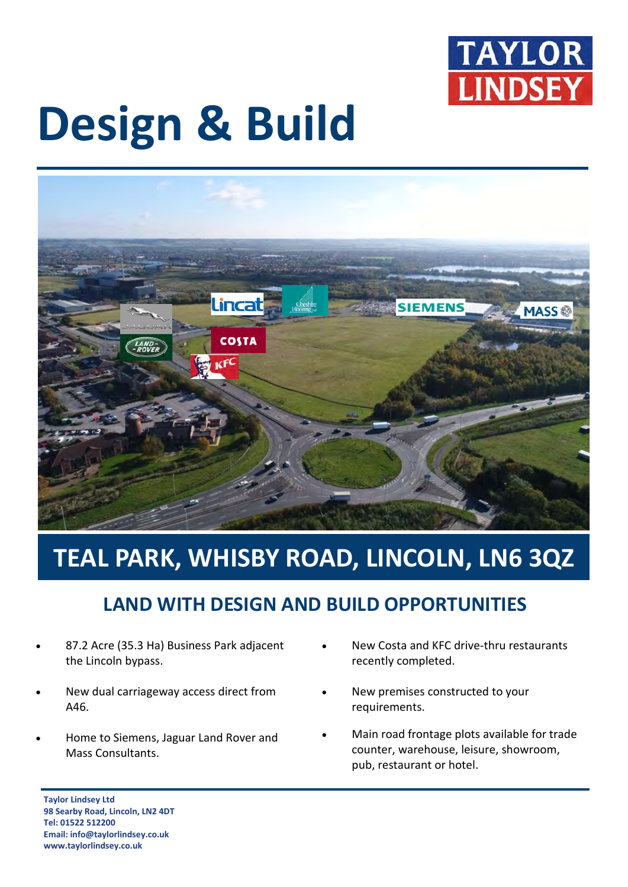TAYLOR LINDSEY

# Design & Build

## TEAL PARK, WHISBY ROAD, LINCOLN, LN6 3QZ

### LAND WITH DESIGN AND BUILD OPPORTUNITIES

- 87.2 Acre (35.3 Ha) Business Park adjacent the Lincoln bypass.
- New dual carriageway access direct from A46.
- Home to Siemens, Jaguar Land Rover and Mass Consultants.
- New Costa and KFC drive-thru restaurants recently completed.
- New premises constructed to your requirements.
- Main road frontage plots available for trade counter, warehouse, leisure, showroom, pub, restaurant or hotel.

**Taylor Lindsey Ltd**
**98 Searby Road, Lincoln, LN2 4DT**
**Tel: 01522 512200**
**Email: info@taylorlindsey.co.uk**
**www.taylorlindsey.co.uk**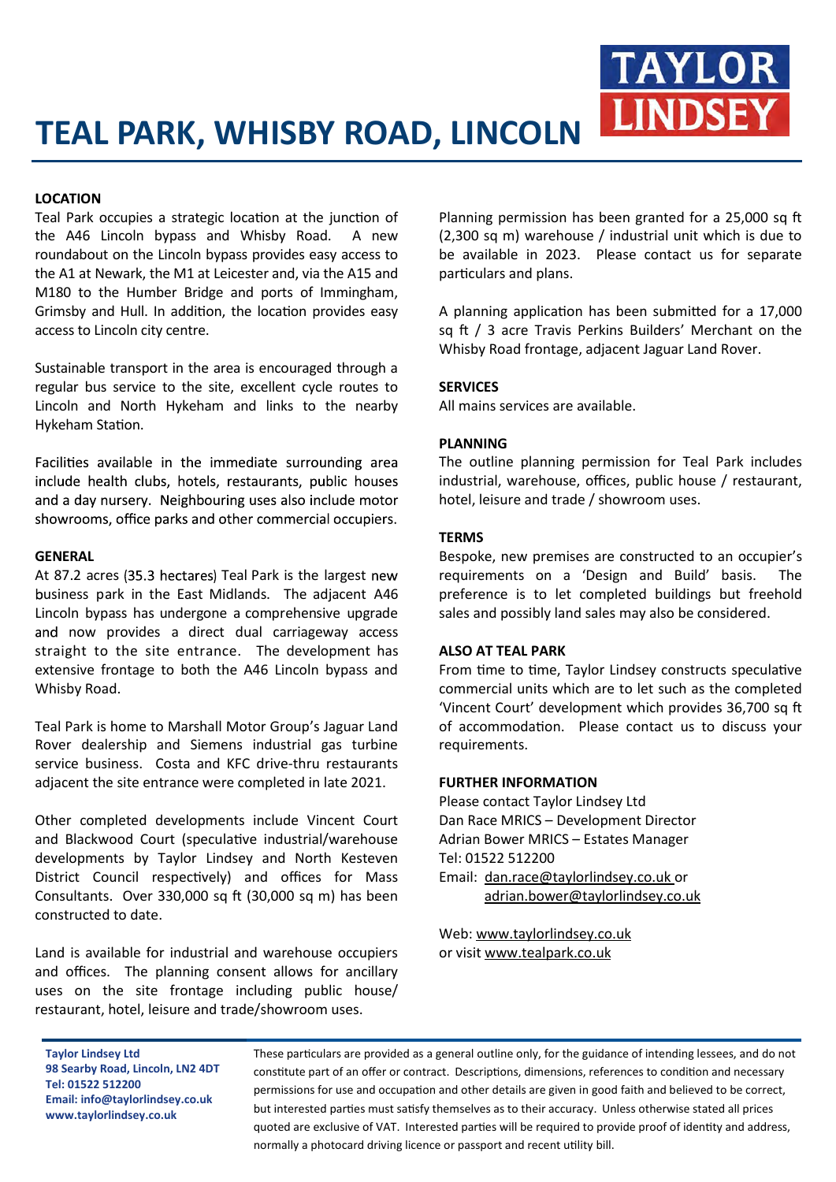# TEAL PARK, WHISBY ROAD, LINCOLN

TAYLOR LINDSEY

### LOCATION

Teal Park occupies a strategic location at the junction of the A46 Lincoln bypass and Whisby Road. A new roundabout on the Lincoln bypass provides easy access to the A1 at Newark, the M1 at Leicester and, via the A15 and M180 to the Humber Bridge and ports of Immingham, Grimsby and Hull. In addition, the location provides easy access to Lincoln city centre.

Sustainable transport in the area is encouraged through a regular bus service to the site, excellent cycle routes to Lincoln and North Hykeham and links to the nearby Hykeham Station.

Facilities available in the immediate surrounding area include health clubs, hotels, restaurants, public houses and a day nursery. Neighbouring uses also include motor showrooms, office parks and other commercial occupiers.

### GENERAL

At 87.2 acres (35.3 hectares) Teal Park is the largest new business park in the East Midlands. The adjacent A46 Lincoln bypass has undergone a comprehensive upgrade and now provides a direct dual carriageway access straight to the site entrance. The development has extensive frontage to both the A46 Lincoln bypass and Whisby Road.

Teal Park is home to Marshall Motor Group's Jaguar Land Rover dealership and Siemens industrial gas turbine service business. Costa and KFC drive-thru restaurants adjacent the site entrance were completed in late 2021.

Other completed developments include Vincent Court and Blackwood Court (speculative industrial/warehouse developments by Taylor Lindsey and North Kesteven District Council respectively) and offices for Mass Consultants. Over 330,000 sq ft (30,000 sq m) has been constructed to date.

Land is available for industrial and warehouse occupiers and offices. The planning consent allows for ancillary uses on the site frontage including public house/ restaurant, hotel, leisure and trade/showroom uses.

Planning permission has been granted for a 25,000 sq ft (2,300 sq m) warehouse / industrial unit which is due to be available in 2023. Please contact us for separate particulars and plans.

A planning application has been submitted for a 17,000 sq ft / 3 acre Travis Perkins Builders' Merchant on the Whisby Road frontage, adjacent Jaguar Land Rover.

### SERVICES

All mains services are available.

### PLANNING

The outline planning permission for Teal Park includes industrial, warehouse, offices, public house / restaurant, hotel, leisure and trade / showroom uses.

### TERMS

Bespoke, new premises are constructed to an occupier's requirements on a 'Design and Build' basis. The preference is to let completed buildings but freehold sales and possibly land sales may also be considered.

### ALSO AT TEAL PARK

From time to time, Taylor Lindsey constructs speculative commercial units which are to let such as the completed 'Vincent Court' development which provides 36,700 sq ft of accommodation. Please contact us to discuss your requirements.

### FURTHER INFORMATION

Please contact Taylor Lindsey Ltd
Dan Race MRICS – Development Director
Adrian Bower MRICS – Estates Manager
Tel: 01522 512200
Email: dan.race@taylorlindsey.co.uk or
adrian.bower@taylorlindsey.co.uk

Web: www.taylorlindsey.co.uk
or visit www.tealpark.co.uk

**Taylor Lindsey Ltd**
**98 Searby Road, Lincoln, LN2 4DT**
**Tel: 01522 512200**
**Email: info@taylorlindsey.co.uk**
**www.taylorlindsey.co.uk**

These particulars are provided as a general outline only, for the guidance of intending lessees, and do not constitute part of an offer or contract. Descriptions, dimensions, references to condition and necessary permissions for use and occupation and other details are given in good faith and believed to be correct, but interested parties must satisfy themselves as to their accuracy. Unless otherwise stated all prices quoted are exclusive of VAT. Interested parties will be required to provide proof of identity and address, normally a photocard driving licence or passport and recent utility bill.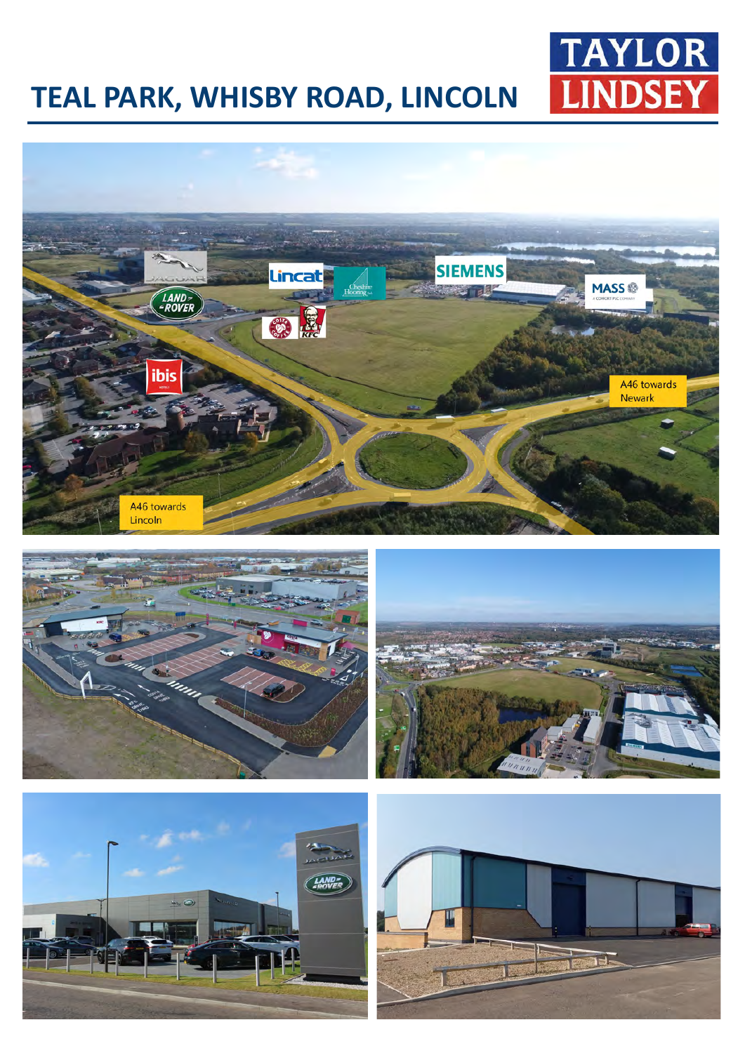# TEAL PARK, WHISBY ROAD, LINCOLN

A46 towards Newark

A46 towards Lincoln